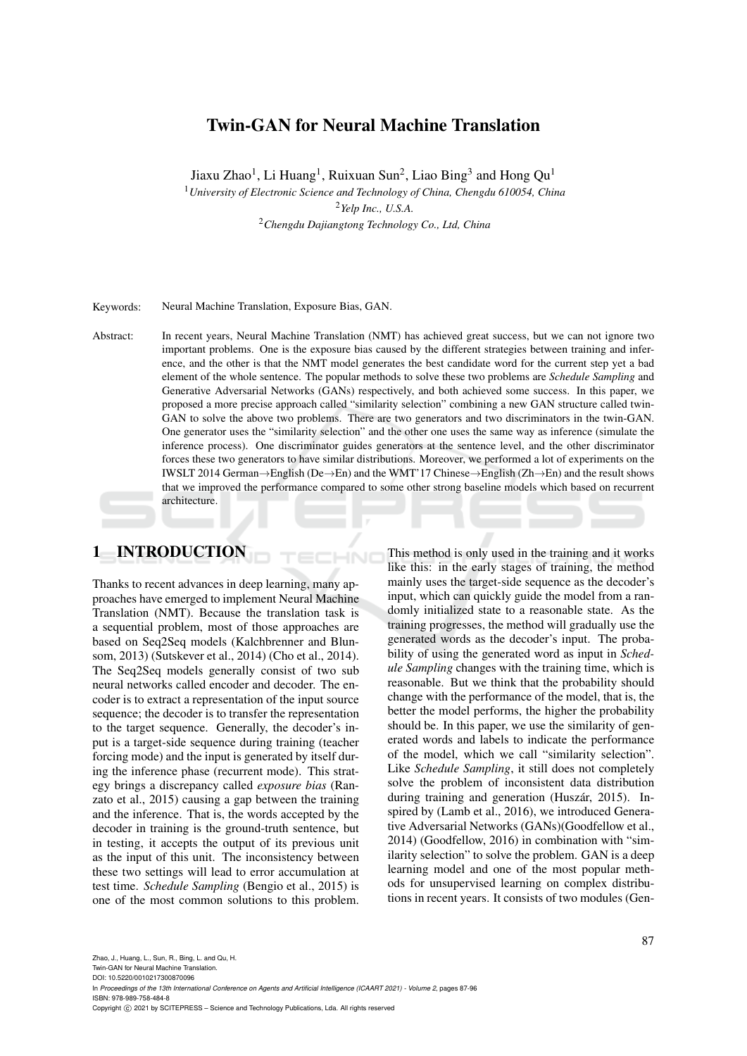# Twin-GAN for Neural Machine Translation

Jiaxu Zhao[1], Li Huang[1], Ruixuan Sun[2], Liao Bing[3] and Hong Qu[1]

[1]*University of Electronic Science and Technology of China, Chengdu 610054, China*

[2]*Yelp Inc., U.S.A.*

[2]*Chengdu Dajiangtong Technology Co., Ltd, China*

Keywords: Neural Machine Translation, Exposure Bias, GAN.

Abstract: In recent years, Neural Machine Translation (NMT) has achieved great success, but we can not ignore two important problems. One is the exposure bias caused by the different strategies between training and inference, and the other is that the NMT model generates the best candidate word for the current step yet a bad element of the whole sentence. The popular methods to solve these two problems are *Schedule Sampling* and Generative Adversarial Networks (GANs) respectively, and both achieved some success. In this paper, we proposed a more precise approach called "similarity selection" combining a new GAN structure called twin-GAN to solve the above two problems. There are two generators and two discriminators in the twin-GAN. One generator uses the "similarity selection" and the other one uses the same way as inference (simulate the inference process). One discriminator guides generators at the sentence level, and the other discriminator forces these two generators to have similar distributions. Moreover, we performed a lot of experiments on the IWSLT 2014 German→English (De→En) and the WMT'17 Chinese→English (Zh→En) and the result shows that we improved the performance compared to some other strong baseline models which based on recurrent architecture.

## 1 INTRODUCTION

Thanks to recent advances in deep learning, many approaches have emerged to implement Neural Machine Translation (NMT). Because the translation task is a sequential problem, most of those approaches are based on Seq2Seq models (Kalchbrenner and Blunsom, 2013) (Sutskever et al., 2014) (Cho et al., 2014). The Seq2Seq models generally consist of two sub neural networks called encoder and decoder. The encoder is to extract a representation of the input source sequence; the decoder is to transfer the representation to the target sequence. Generally, the decoder's input is a target-side sequence during training (teacher forcing mode) and the input is generated by itself during the inference phase (recurrent mode). This strategy brings a discrepancy called *exposure bias* (Ranzato et al., 2015) causing a gap between the training and the inference. That is, the words accepted by the decoder in training is the ground-truth sentence, but in testing, it accepts the output of its previous unit as the input of this unit. The inconsistency between these two settings will lead to error accumulation at test time. *Schedule Sampling* (Bengio et al., 2015) is one of the most common solutions to this problem. This method is only used in the training and it works like this: in the early stages of training, the method mainly uses the target-side sequence as the decoder's input, which can quickly guide the model from a randomly initialized state to a reasonable state. As the training progresses, the method will gradually use the generated words as the decoder's input. The probability of using the generated word as input in *Schedule Sampling* changes with the training time, which is reasonable. But we think that the probability should change with the performance of the model, that is, the better the model performs, the higher the probability should be. In this paper, we use the similarity of generated words and labels to indicate the performance of the model, which we call "similarity selection". Like *Schedule Sampling*, it still does not completely solve the problem of inconsistent data distribution during training and generation (Huszár, 2015). Inspired by (Lamb et al., 2016), we introduced Generative Adversarial Networks (GANs)(Goodfellow et al., 2014) (Goodfellow, 2016) in combination with "similarity selection" to solve the problem. GAN is a deep learning model and one of the most popular methods for unsupervised learning on complex distributions in recent years. It consists of two modules (Gen-

Zhao, J., Huang, L., Sun, R., Bing, L. and Qu, H.
Twin-GAN for Neural Machine Translation.
DOI: 10.5220/0010217300870096
In *Proceedings of the 13th International Conference on Agents and Artificial Intelligence (ICAART 2021) - Volume 2*, pages 87-96
ISBN: 978-989-758-484-8
Copyright © 2021 by SCITEPRESS – Science and Technology Publications, Lda. All rights reserved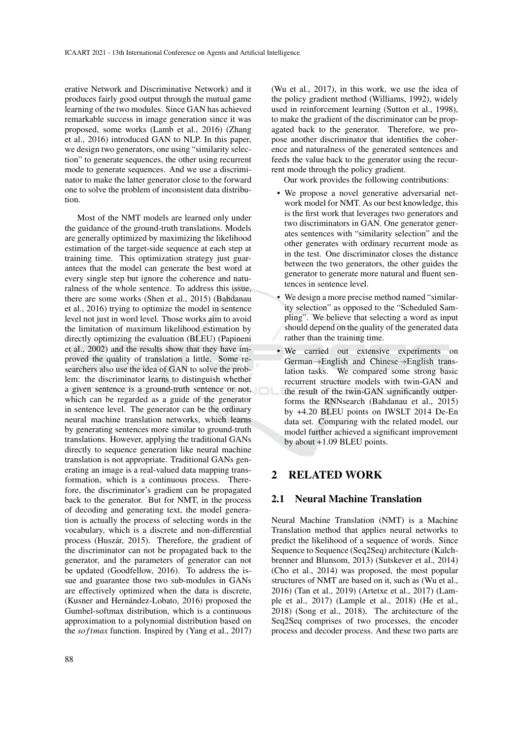erative Network and Discriminative Network) and it produces fairly good output through the mutual game learning of the two modules. Since GAN has achieved remarkable success in image generation since it was proposed, some works (Lamb et al., 2016) (Zhang et al., 2016) introduced GAN to NLP. In this paper, we design two generators, one using "similarity selection" to generate sequences, the other using recurrent mode to generate sequences. And we use a discriminator to make the latter generator close to the forward one to solve the problem of inconsistent data distribution.

Most of the NMT models are learned only under the guidance of the ground-truth translations. Models are generally optimized by maximizing the likelihood estimation of the target-side sequence at each step at training time. This optimization strategy just guarantees that the model can generate the best word at every single step but ignore the coherence and naturalness of the whole sentence. To address this issue, there are some works (Shen et al., 2015) (Bahdanau et al., 2016) trying to optimize the model in sentence level not just in word level. Those works aim to avoid the limitation of maximum likelihood estimation by directly optimizing the evaluation (BLEU) (Papineni et al., 2002) and the results show that they have improved the quality of translation a little. Some researchers also use the idea of GAN to solve the problem: the discriminator learns to distinguish whether a given sentence is a ground-truth sentence or not, which can be regarded as a guide of the generator in sentence level. The generator can be the ordinary neural machine translation networks, which learns by generating sentences more similar to ground-truth translations. However, applying the traditional GANs directly to sequence generation like neural machine translation is not appropriate. Traditional GANs generating an image is a real-valued data mapping transformation, which is a continuous process. Therefore, the discriminator's gradient can be propagated back to the generator. But for NMT, in the process of decoding and generating text, the model generation is actually the process of selecting words in the vocabulary, which is a discrete and non-differential process (Huszár, 2015). Therefore, the gradient of the discriminator can not be propagated back to the generator, and the parameters of generator can not be updated (Goodfellow, 2016). To address the issue and guarantee those two sub-modules in GANs are effectively optimized when the data is discrete, (Kusner and Hernández-Lobato, 2016) proposed the Gumbel-softmax distribution, which is a continuous approximation to a polynomial distribution based on the $softmax$ function. Inspired by (Yang et al., 2017) (Wu et al., 2017), in this work, we use the idea of the policy gradient method (Williams, 1992), widely used in reinforcement learning (Sutton et al., 1998), to make the gradient of the discriminator can be propagated back to the generator. Therefore, we propose another discriminator that identifies the coherence and naturalness of the generated sentences and feeds the value back to the generator using the recurrent mode through the policy gradient.

Our work provides the following contributions:

- We propose a novel generative adversarial network model for NMT. As our best knowledge, this is the first work that leverages two generators and two discriminators in GAN. One generator generates sentences with "similarity selection" and the other generates with ordinary recurrent mode as in the test. One discriminator closes the distance between the two generators, the other guides the generator to generate more natural and fluent sentences in sentence level.
- We design a more precise method named "similarity selection" as opposed to the "Scheduled Sampling". We believe that selecting a word as input should depend on the quality of the generated data rather than the training time.
- We carried out extensive experiments on German→English and Chinese→English translation tasks. We compared some strong basic recurrent structure models with twin-GAN and the result of the twin-GAN significantly outperforms the RNNsearch (Bahdanau et al., 2015) by +4.20 BLEU points on IWSLT 2014 De-En data set. Comparing with the related model, our model further achieved a significant improvement by about +1.09 BLEU points.

## 2 RELATED WORK

### 2.1 Neural Machine Translation

Neural Machine Translation (NMT) is a Machine Translation method that applies neural networks to predict the likelihood of a sequence of words. Since Sequence to Sequence (Seq2Seq) architecture (Kalchbrenner and Blunsom, 2013) (Sutskever et al., 2014) (Cho et al., 2014) was proposed, the most popular structures of NMT are based on it, such as (Wu et al., 2016) (Tan et al., 2019) (Artetxe et al., 2017) (Lample et al., 2017) (Lample et al., 2018) (He et al., 2018) (Song et al., 2018). The architecture of the Seq2Seq comprises of two processes, the encoder process and decoder process. And these two parts are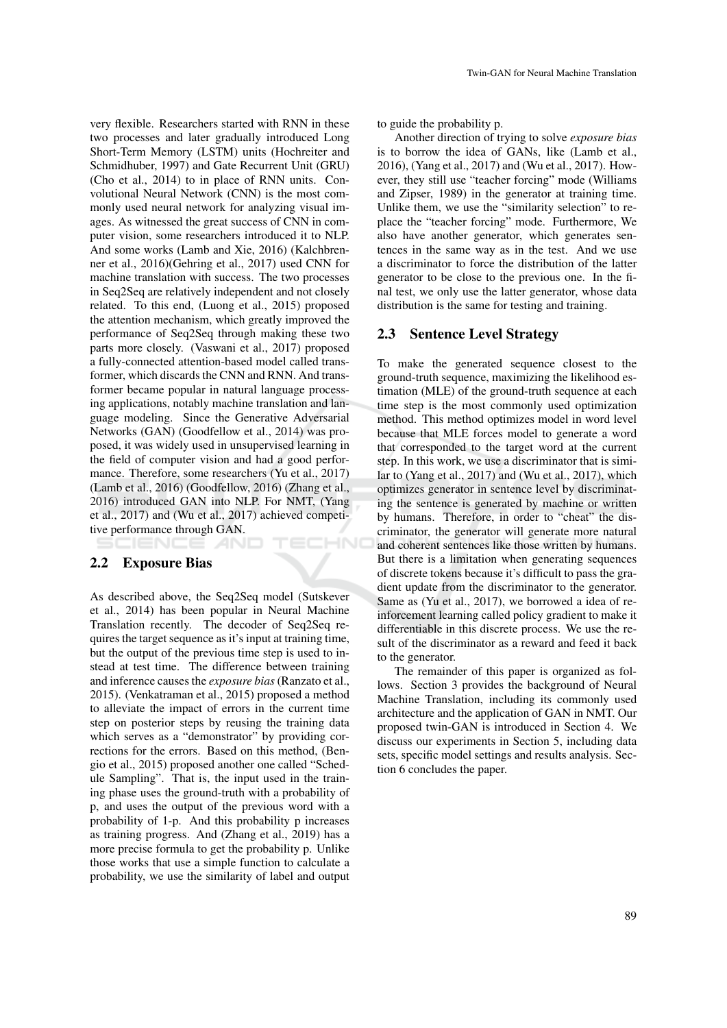very flexible. Researchers started with RNN in these two processes and later gradually introduced Long Short-Term Memory (LSTM) units (Hochreiter and Schmidhuber, 1997) and Gate Recurrent Unit (GRU) (Cho et al., 2014) to in place of RNN units. Convolutional Neural Network (CNN) is the most commonly used neural network for analyzing visual images. As witnessed the great success of CNN in computer vision, some researchers introduced it to NLP. And some works (Lamb and Xie, 2016) (Kalchbrenner et al., 2016)(Gehring et al., 2017) used CNN for machine translation with success. The two processes in Seq2Seq are relatively independent and not closely related. To this end, (Luong et al., 2015) proposed the attention mechanism, which greatly improved the performance of Seq2Seq through making these two parts more closely. (Vaswani et al., 2017) proposed a fully-connected attention-based model called transformer, which discards the CNN and RNN. And transformer became popular in natural language processing applications, notably machine translation and language modeling. Since the Generative Adversarial Networks (GAN) (Goodfellow et al., 2014) was proposed, it was widely used in unsupervised learning in the field of computer vision and had a good performance. Therefore, some researchers (Yu et al., 2017) (Lamb et al., 2016) (Goodfellow, 2016) (Zhang et al., 2016) introduced GAN into NLP. For NMT, (Yang et al., 2017) and (Wu et al., 2017) achieved competitive performance through GAN.

## 2.2 Exposure Bias

As described above, the Seq2Seq model (Sutskever et al., 2014) has been popular in Neural Machine Translation recently. The decoder of Seq2Seq requires the target sequence as it's input at training time, but the output of the previous time step is used to instead at test time. The difference between training and inference causes the *exposure bias* (Ranzato et al., 2015). (Venkatraman et al., 2015) proposed a method to alleviate the impact of errors in the current time step on posterior steps by reusing the training data which serves as a "demonstrator" by providing corrections for the errors. Based on this method, (Bengio et al., 2015) proposed another one called "Schedule Sampling". That is, the input used in the training phase uses the ground-truth with a probability of p, and uses the output of the previous word with a probability of 1-p. And this probability p increases as training progress. And (Zhang et al., 2019) has a more precise formula to get the probability p. Unlike those works that use a simple function to calculate a probability, we use the similarity of label and output to guide the probability p.

Another direction of trying to solve *exposure bias* is to borrow the idea of GANs, like (Lamb et al., 2016), (Yang et al., 2017) and (Wu et al., 2017). However, they still use "teacher forcing" mode (Williams and Zipser, 1989) in the generator at training time. Unlike them, we use the "similarity selection" to replace the "teacher forcing" mode. Furthermore, We also have another generator, which generates sentences in the same way as in the test. And we use a discriminator to force the distribution of the latter generator to be close to the previous one. In the final test, we only use the latter generator, whose data distribution is the same for testing and training.

## 2.3 Sentence Level Strategy

To make the generated sequence closest to the ground-truth sequence, maximizing the likelihood estimation (MLE) of the ground-truth sequence at each time step is the most commonly used optimization method. This method optimizes model in word level because that MLE forces model to generate a word that corresponded to the target word at the current step. In this work, we use a discriminator that is similar to (Yang et al., 2017) and (Wu et al., 2017), which optimizes generator in sentence level by discriminating the sentence is generated by machine or written by humans. Therefore, in order to "cheat" the discriminator, the generator will generate more natural and coherent sentences like those written by humans. But there is a limitation when generating sequences of discrete tokens because it's difficult to pass the gradient update from the discriminator to the generator. Same as (Yu et al., 2017), we borrowed a idea of reinforcement learning called policy gradient to make it differentiable in this discrete process. We use the result of the discriminator as a reward and feed it back to the generator.

The remainder of this paper is organized as follows. Section 3 provides the background of Neural Machine Translation, including its commonly used architecture and the application of GAN in NMT. Our proposed twin-GAN is introduced in Section 4. We discuss our experiments in Section 5, including data sets, specific model settings and results analysis. Section 6 concludes the paper.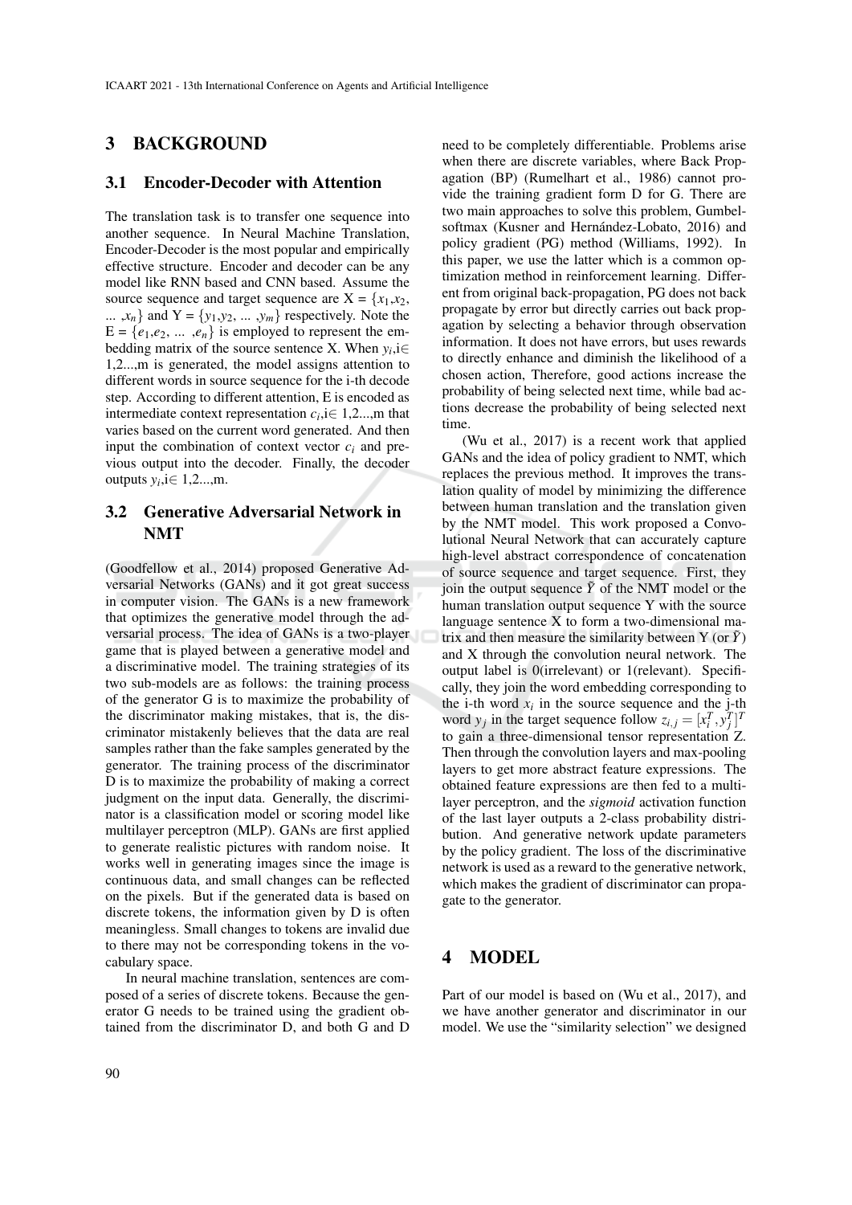## 3 BACKGROUND

### 3.1 Encoder-Decoder with Attention

The translation task is to transfer one sequence into another sequence. In Neural Machine Translation, Encoder-Decoder is the most popular and empirically effective structure. Encoder and decoder can be any model like RNN based and CNN based. Assume the source sequence and target sequence are X = $\{x_1,x_2, \ldots ,x_n\}$ and Y = $\{y_1,y_2, \ldots ,y_m\}$ respectively. Note the E = $\{e_1,e_2, \ldots ,e_n\}$ is employed to represent the embedding matrix of the source sentence X. When $y_i$,i∈ 1,2...,m is generated, the model assigns attention to different words in source sequence for the i-th decode step. According to different attention, E is encoded as intermediate context representation $c_i$,i∈ 1,2...,m that varies based on the current word generated. And then input the combination of context vector $c_i$ and previous output into the decoder. Finally, the decoder outputs $y_i$,i∈ 1,2...,m.

### 3.2 Generative Adversarial Network in NMT

(Goodfellow et al., 2014) proposed Generative Adversarial Networks (GANs) and it got great success in computer vision. The GANs is a new framework that optimizes the generative model through the adversarial process. The idea of GANs is a two-player game that is played between a generative model and a discriminative model. The training strategies of its two sub-models are as follows: the training process of the generator G is to maximize the probability of the discriminator making mistakes, that is, the discriminator mistakenly believes that the data are real samples rather than the fake samples generated by the generator. The training process of the discriminator D is to maximize the probability of making a correct judgment on the input data. Generally, the discriminator is a classification model or scoring model like multilayer perceptron (MLP). GANs are first applied to generate realistic pictures with random noise. It works well in generating images since the image is continuous data, and small changes can be reflected on the pixels. But if the generated data is based on discrete tokens, the information given by D is often meaningless. Small changes to tokens are invalid due to there may not be corresponding tokens in the vocabulary space.

In neural machine translation, sentences are composed of a series of discrete tokens. Because the generator G needs to be trained using the gradient obtained from the discriminator D, and both G and D need to be completely differentiable. Problems arise when there are discrete variables, where Back Propagation (BP) (Rumelhart et al., 1986) cannot provide the training gradient form D for G. There are two main approaches to solve this problem, Gumbel-softmax (Kusner and Hernández-Lobato, 2016) and policy gradient (PG) method (Williams, 1992). In this paper, we use the latter which is a common optimization method in reinforcement learning. Different from original back-propagation, PG does not back propagate by error but directly carries out back propagation by selecting a behavior through observation information. It does not have errors, but uses rewards to directly enhance and diminish the likelihood of a chosen action, Therefore, good actions increase the probability of being selected next time, while bad actions decrease the probability of being selected next time.

(Wu et al., 2017) is a recent work that applied GANs and the idea of policy gradient to NMT, which replaces the previous method. It improves the translation quality of model by minimizing the difference between human translation and the translation given by the NMT model. This work proposed a Convolutional Neural Network that can accurately capture high-level abstract correspondence of concatenation of source sequence and target sequence. First, they join the output sequence $\tilde{Y}$ of the NMT model or the human translation output sequence Y with the source language sentence X to form a two-dimensional matrix and then measure the similarity between Y (or $\tilde{Y}$) and X through the convolution neural network. The output label is 0(irrelevant) or 1(relevant). Specifically, they join the word embedding corresponding to the i-th word $x_i$ in the source sequence and the j-th word $y_j$ in the target sequence follow $z_{i,j} = [x_i^T, y_j^T]^T$ to gain a three-dimensional tensor representation Z. Then through the convolution layers and max-pooling layers to get more abstract feature expressions. The obtained feature expressions are then fed to a multilayer perceptron, and the *sigmoid* activation function of the last layer outputs a 2-class probability distribution. And generative network update parameters by the policy gradient. The loss of the discriminative network is used as a reward to the generative network, which makes the gradient of discriminator can propagate to the generator.

## 4 MODEL

Part of our model is based on (Wu et al., 2017), and we have another generator and discriminator in our model. We use the "similarity selection" we designed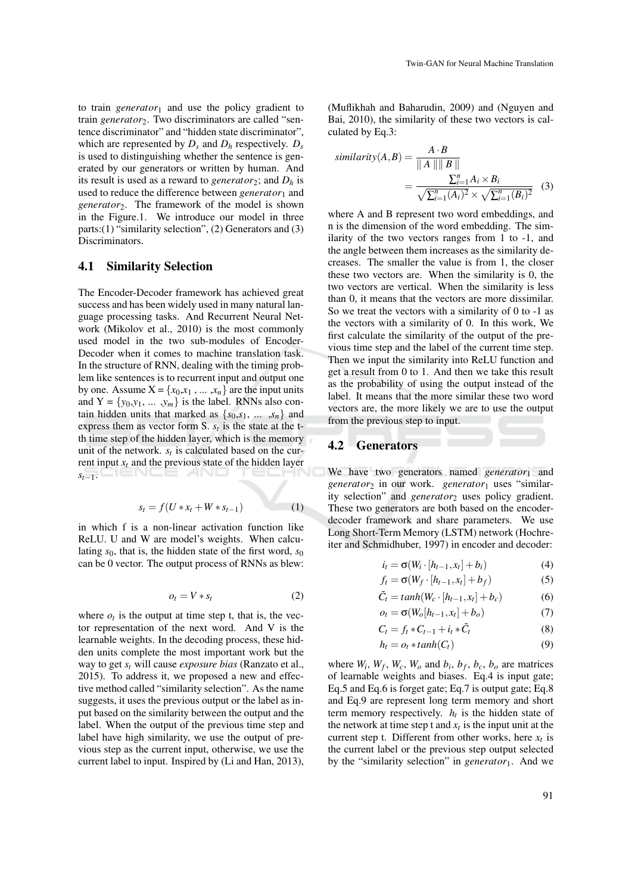to train $generator_1$ and use the policy gradient to train $generator_2$. Two discriminators are called "sentence discriminator" and "hidden state discriminator", which are represented by $D_s$ and $D_h$ respectively. $D_s$ is used to distinguishing whether the sentence is generated by our generators or written by human. And its result is used as a reward to $generator_2$; and $D_h$ is used to reduce the difference between $generator_1$ and $generator_2$. The framework of the model is shown in the Figure.1. We introduce our model in three parts:(1) "similarity selection", (2) Generators and (3) Discriminators.

### 4.1 Similarity Selection

The Encoder-Decoder framework has achieved great success and has been widely used in many natural language processing tasks. And Recurrent Neural Network (Mikolov et al., 2010) is the most commonly used model in the two sub-modules of Encoder-Decoder when it comes to machine translation task. In the structure of RNN, dealing with the timing problem like sentences is to recurrent input and output one by one. Assume X = $\{x_0, x_1, ..., x_n\}$ are the input units and Y = $\{y_0, y_1, ..., y_m\}$ is the label. RNNs also contain hidden units that marked as $\{s_0, s_1, ..., s_n\}$ and express them as vector form S. $s_t$ is the state at the t-th time step of the hidden layer, which is the memory unit of the network. $s_t$ is calculated based on the current input $x_t$ and the previous state of the hidden layer $s_{t-1}$.

$$s_t = f(U * x_t + W * s_{t-1}) \tag{1}$$

in which f is a non-linear activation function like ReLU. U and W are model's weights. When calculating $s_0$, that is, the hidden state of the first word, $s_0$ can be 0 vector. The output process of RNNs as blew:

$$o_t = V * s_t \tag{2}$$

where $o_t$ is the output at time step t, that is, the vector representation of the next word. And V is the learnable weights. In the decoding process, these hidden units complete the most important work but the way to get $s_t$ will cause *exposure bias* (Ranzato et al., 2015). To address it, we proposed a new and effective method called "similarity selection". As the name suggests, it uses the previous output or the label as input based on the similarity between the output and the label. When the output of the previous time step and label have high similarity, we use the output of previous step as the current input, otherwise, we use the current label to input. Inspired by (Li and Han, 2013), (Muflikhah and Baharudin, 2009) and (Nguyen and Bai, 2010), the similarity of these two vectors is calculated by Eq.3:

$$\begin{aligned} similarity(A, B) &= \frac{A \cdot B}{\| A \| \| B \|} \\ &= \frac{\sum_{i=1}^{n} A_i \times B_i}{\sqrt{\sum_{i=1}^{n} (A_i)^2} \times \sqrt{\sum_{i=1}^{n} (B_i)^2}} \end{aligned} \tag{3}$$

where A and B represent two word embeddings, and n is the dimension of the word embedding. The similarity of the two vectors ranges from 1 to -1, and the angle between them increases as the similarity decreases. The smaller the value is from 1, the closer these two vectors are. When the similarity is 0, the two vectors are vertical. When the similarity is less than 0, it means that the vectors are more dissimilar. So we treat the vectors with a similarity of 0 to -1 as the vectors with a similarity of 0. In this work, We first calculate the similarity of the output of the previous time step and the label of the current time step. Then we input the similarity into ReLU function and get a result from 0 to 1. And then we take this result as the probability of using the output instead of the label. It means that the more similar these two word vectors are, the more likely we are to use the output from the previous step to input.

### 4.2 Generators

We have two generators named $generator_1$ and $generator_2$ in our work. $generator_1$ uses "similarity selection" and $generator_2$ uses policy gradient. These two generators are both based on the encoder-decoder framework and share parameters. We use Long Short-Term Memory (LSTM) network (Hochreiter and Schmidhuber, 1997) in encoder and decoder:

$$i_t = \sigma(W_i \cdot [h_{t-1}, x_t] + b_i) \tag{4}$$

$$f_t = \sigma(W_f \cdot [h_{t-1}, x_t] + b_f) \tag{5}$$

$$\tilde{C}_t = tanh(W_c \cdot [h_{t-1}, x_t] + b_c) \tag{6}$$

$$o_t = \sigma(W_o[h_{t-1}, x_t] + b_o) \tag{7}$$

$$C_t = f_t * C_{t-1} + i_t * \tilde{C}_t \tag{8}$$

$$h_t = o_t * tanh(C_t) \tag{9}$$

where $W_i$, $W_f$, $W_c$, $W_o$ and $b_i$, $b_f$, $b_c$, $b_o$ are matrices of learnable weights and biases. Eq.4 is input gate; Eq.5 and Eq.6 is forget gate; Eq.7 is output gate; Eq.8 and Eq.9 are represent long term memory and short term memory respectively. $h_t$ is the hidden state of the network at time step t and $x_t$ is the input unit at the current step t. Different from other works, here $x_t$ is the current label or the previous step output selected by the "similarity selection" in $generator_1$. And we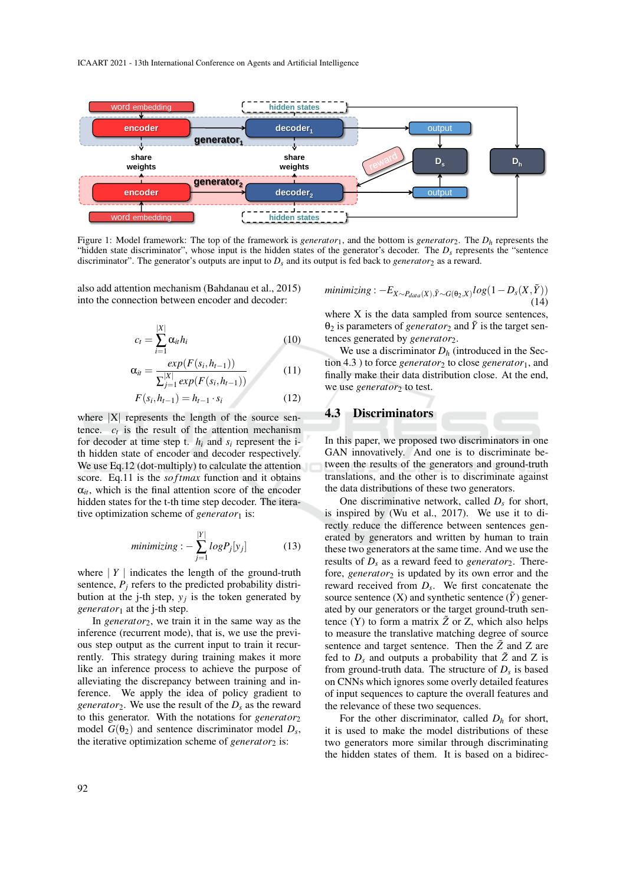word embedding

hidden states

encoder

decoder$_1$

output

generator$_1$

share weights

share weights

reward

$D_s$

$D_h$

generator$_2$

encoder

decoder$_2$

output

word embedding

hidden states

Figure 1: Model framework: The top of the framework is $generator_1$, and the bottom is $generator_2$. The $D_h$ represents the "hidden state discriminator", whose input is the hidden states of the generator's decoder. The $D_s$ represents the "sentence discriminator". The generator's outputs are input to $D_s$ and its output is fed back to $generator_2$ as a reward.

also add attention mechanism (Bahdanau et al., 2015) into the connection between encoder and decoder:

$$c_t = \sum_{i=1}^{|X|} \alpha_{it} h_i \tag{10}$$

$$\alpha_{it} = \frac{exp(F(s_i, h_{t-1}))}{\sum_{j=1}^{|X|} exp(F(s_i, h_{t-1}))} \tag{11}$$

$$F(s_i, h_{t-1}) = h_{t-1} \cdot s_i \tag{12}$$

where |X| represents the length of the source sentence. $c_t$ is the result of the attention mechanism for decoder at time step t. $h_i$ and $s_i$ represent the i-th hidden state of encoder and decoder respectively. We use Eq.12 (dot-multiply) to calculate the attention score. Eq.11 is the $softmax$ function and it obtains $\alpha_{it}$, which is the final attention score of the encoder hidden states for the t-th time step decoder. The iterative optimization scheme of $generator_1$ is:

$$minimizing : -\sum_{j=1}^{|Y|} log P_j[y_j] \tag{13}$$

where $|\, Y\,|$ indicates the length of the ground-truth sentence, $P_j$ refers to the predicted probability distribution at the j-th step, $y_j$ is the token generated by $generator_1$ at the j-th step.

In $generator_2$, we train it in the same way as the inference (recurrent mode), that is, we use the previous step output as the current input to train it recurrently. This strategy during training makes it more like an inference process to achieve the purpose of alleviating the discrepancy between training and inference. We apply the idea of policy gradient to $generator_2$. We use the result of the $D_s$ as the reward to this generator. With the notations for $generator_2$ model $G(\theta_2)$ and sentence discriminator model $D_s$, the iterative optimization scheme of $generator_2$ is:

$$minimizing : -E_{X \sim P_{data}(X), \tilde{Y} \sim G(\theta_2, X)} log(1 - D_s(X, \tilde{Y})) \tag{14}$$

where X is the data sampled from source sentences, $\theta_2$ is parameters of $generator_2$ and $\tilde{Y}$ is the target sentences generated by $generator_2$.

We use a discriminator $D_h$ (introduced in the Section 4.3 ) to force $generator_2$ to close $generator_1$, and finally make their data distribution close. At the end, we use $generator_2$ to test.

## 4.3 Discriminators

In this paper, we proposed two discriminators in one GAN innovatively. And one is to discriminate between the results of the generators and ground-truth translations, and the other is to discriminate against the data distributions of these two generators.

One discriminative network, called $D_s$ for short, is inspired by (Wu et al., 2017). We use it to directly reduce the difference between sentences generated by generators and written by human to train these two generators at the same time. And we use the results of $D_s$ as a reward feed to $generator_2$. Therefore, $generator_2$ is updated by its own error and the reward received from $D_s$. We first concatenate the source sentence (X) and synthetic sentence ($\tilde{Y}$) generated by our generators or the target ground-truth sentence (Y) to form a matrix $\tilde{Z}$ or Z, which also helps to measure the translative matching degree of source sentence and target sentence. Then the $\tilde{Z}$ and Z are fed to $D_s$ and outputs a probability that $\tilde{Z}$ and Z is from ground-truth data. The structure of $D_s$ is based on CNNs which ignores some overly detailed features of input sequences to capture the overall features and the relevance of these two sequences.

For the other discriminator, called $D_h$ for short, it is used to make the model distributions of these two generators more similar through discriminating the hidden states of them. It is based on a bidirec-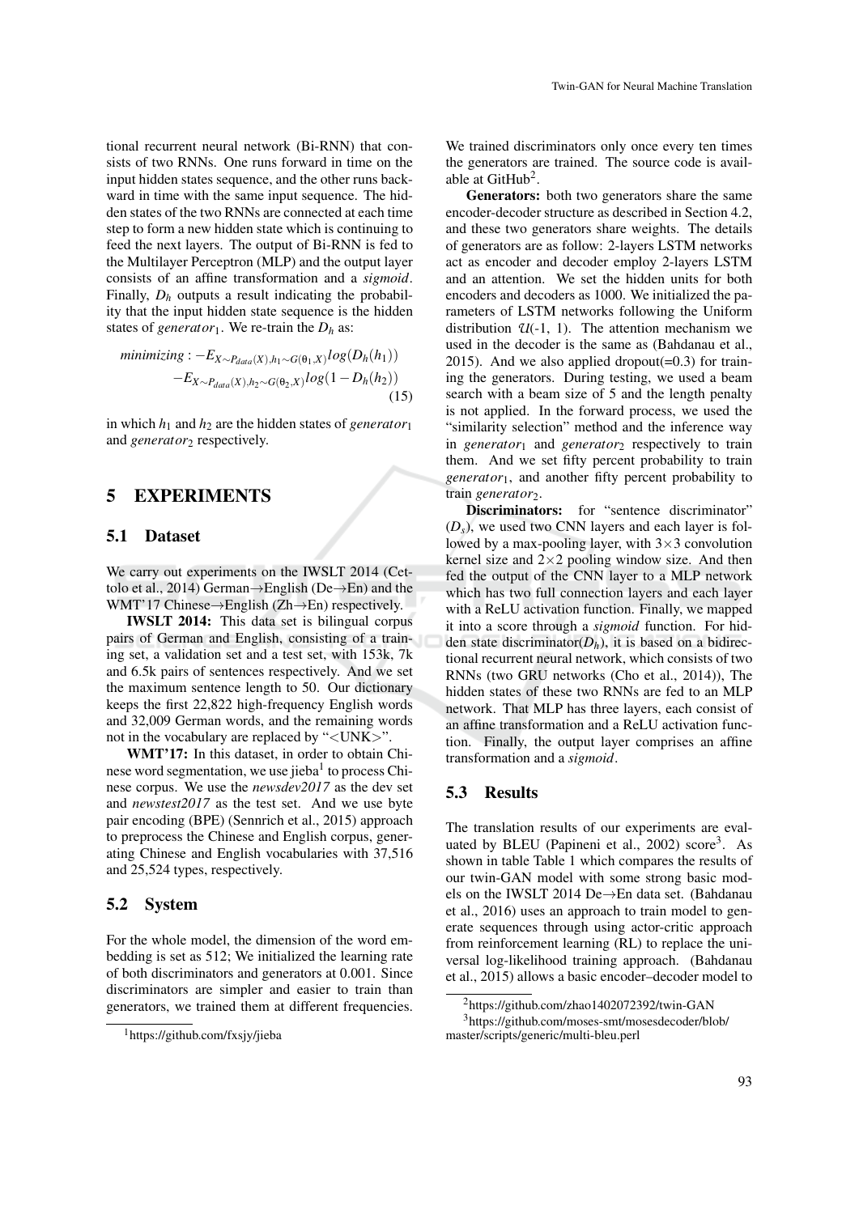tional recurrent neural network (Bi-RNN) that consists of two RNNs. One runs forward in time on the input hidden states sequence, and the other runs backward in time with the same input sequence. The hidden states of the two RNNs are connected at each time step to form a new hidden state which is continuing to feed the next layers. The output of Bi-RNN is fed to the Multilayer Perceptron (MLP) and the output layer consists of an affine transformation and a *sigmoid*. Finally, $D_h$ outputs a result indicating the probability that the input hidden state sequence is the hidden states of $generator_1$. We re-train the $D_h$ as:

$$minimizing : -E_{X \sim P_{data}(X), h_1 \sim G(\theta_1, X)} log(D_h(h_1)) \\ -E_{X \sim P_{data}(X), h_2 \sim G(\theta_2, X)} log(1 - D_h(h_2)) \tag{15}$$

in which $h_1$ and $h_2$ are the hidden states of $generator_1$ and $generator_2$ respectively.

## 5 EXPERIMENTS

### 5.1 Dataset

We carry out experiments on the IWSLT 2014 (Cettolo et al., 2014) German→English (De→En) and the WMT'17 Chinese→English (Zh→En) respectively.

**IWSLT 2014:** This data set is bilingual corpus pairs of German and English, consisting of a training set, a validation set and a test set, with 153k, 7k and 6.5k pairs of sentences respectively. And we set the maximum sentence length to 50. Our dictionary keeps the first 22,822 high-frequency English words and 32,009 German words, and the remaining words not in the vocabulary are replaced by "<UNK>".

**WMT'17:** In this dataset, in order to obtain Chinese word segmentation, we use jieba[1] to process Chinese corpus. We use the *newsdev2017* as the dev set and *newstest2017* as the test set. And we use byte pair encoding (BPE) (Sennrich et al., 2015) approach to preprocess the Chinese and English corpus, generating Chinese and English vocabularies with 37,516 and 25,524 types, respectively.

### 5.2 System

For the whole model, the dimension of the word embedding is set as 512; We initialized the learning rate of both discriminators and generators at 0.001. Since discriminators are simpler and easier to train than generators, we trained them at different frequencies. We trained discriminators only once every ten times the generators are trained. The source code is available at GitHub[2].

**Generators:** both two generators share the same encoder-decoder structure as described in Section 4.2, and these two generators share weights. The details of generators are as follow: 2-layers LSTM networks act as encoder and decoder employ 2-layers LSTM and an attention. We set the hidden units for both encoders and decoders as 1000. We initialized the parameters of LSTM networks following the Uniform distribution $\mathcal{U}$(-1, 1). The attention mechanism we used in the decoder is the same as (Bahdanau et al., 2015). And we also applied dropout(=0.3) for training the generators. During testing, we used a beam search with a beam size of 5 and the length penalty is not applied. In the forward process, we used the "similarity selection" method and the inference way in $generator_1$ and $generator_2$ respectively to train them. And we set fifty percent probability to train $generator_1$, and another fifty percent probability to train $generator_2$.

**Discriminators:** for "sentence discriminator" ($D_s$), we used two CNN layers and each layer is followed by a max-pooling layer, with 3×3 convolution kernel size and 2×2 pooling window size. And then fed the output of the CNN layer to a MLP network which has two full connection layers and each layer with a ReLU activation function. Finally, we mapped it into a score through a *sigmoid* function. For hidden state discriminator($D_h$), it is based on a bidirectional recurrent neural network, which consists of two RNNs (two GRU networks (Cho et al., 2014)), The hidden states of these two RNNs are fed to an MLP network. That MLP has three layers, each consist of an affine transformation and a ReLU activation function. Finally, the output layer comprises an affine transformation and a *sigmoid*.

### 5.3 Results

The translation results of our experiments are evaluated by BLEU (Papineni et al., 2002) score[3]. As shown in table Table 1 which compares the results of our twin-GAN model with some strong basic models on the IWSLT 2014 De→En data set. (Bahdanau et al., 2016) uses an approach to train model to generate sequences through using actor-critic approach from reinforcement learning (RL) to replace the universal log-likelihood training approach. (Bahdanau et al., 2015) allows a basic encoder–decoder model to

[1] https://github.com/fxsjy/jieba

[2] https://github.com/zhao1402072392/twin-GAN

[3] https://github.com/moses-smt/mosesdecoder/blob/master/scripts/generic/multi-bleu.perl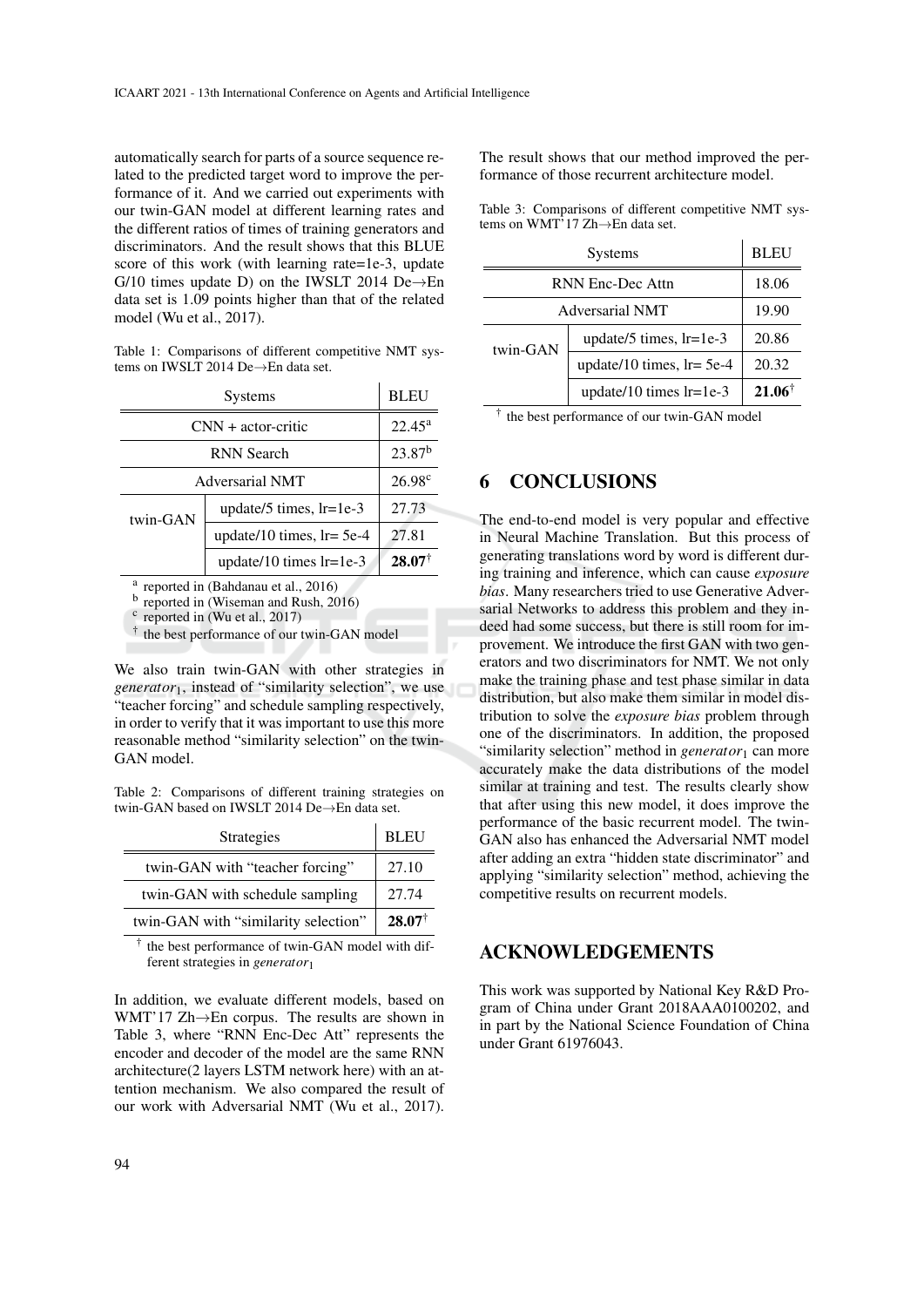automatically search for parts of a source sequence related to the predicted target word to improve the performance of it. And we carried out experiments with our twin-GAN model at different learning rates and the different ratios of times of training generators and discriminators. And the result shows that this BLUE score of this work (with learning rate=1e-3, update G/10 times update D) on the IWSLT 2014 De→En data set is 1.09 points higher than that of the related model (Wu et al., 2017).

Table 1: Comparisons of different competitive NMT systems on IWSLT 2014 De→En data set.

| Systems | | BLEU |
|---|---|---|
| CNN + actor-critic | | 22.45[a] |
| RNN Search | | 23.87[b] |
| Adversarial NMT | | 26.98[c] |
| twin-GAN | update/5 times, lr=1e-3 | 27.73 |
| | update/10 times, lr= 5e-4 | 27.81 |
| | update/10 times lr=1e-3 | **28.07**[†] |

[a] reported in (Bahdanau et al., 2016)
[b] reported in (Wiseman and Rush, 2016)
[c] reported in (Wu et al., 2017)
[†] the best performance of our twin-GAN model

We also train twin-GAN with other strategies in *generator*$_1$, instead of "similarity selection", we use "teacher forcing" and schedule sampling respectively, in order to verify that it was important to use this more reasonable method "similarity selection" on the twin-GAN model.

Table 2: Comparisons of different training strategies on twin-GAN based on IWSLT 2014 De→En data set.

| Strategies | BLEU |
|---|---|
| twin-GAN with "teacher forcing" | 27.10 |
| twin-GAN with schedule sampling | 27.74 |
| twin-GAN with "similarity selection" | **28.07**[†] |

[†] the best performance of twin-GAN model with different strategies in *generator*$_1$

In addition, we evaluate different models, based on WMT'17 Zh→En corpus. The results are shown in Table 3, where "RNN Enc-Dec Att" represents the encoder and decoder of the model are the same RNN architecture(2 layers LSTM network here) with an attention mechanism. We also compared the result of our work with Adversarial NMT (Wu et al., 2017). The result shows that our method improved the performance of those recurrent architecture model.

Table 3: Comparisons of different competitive NMT systems on WMT'17 Zh→En data set.

| Systems | | BLEU |
|---|---|---|
| RNN Enc-Dec Attn | | 18.06 |
| Adversarial NMT | | 19.90 |
| twin-GAN | update/5 times, lr=1e-3 | 20.86 |
| | update/10 times, lr= 5e-4 | 20.32 |
| | update/10 times lr=1e-3 | **21.06**[†] |

[†] the best performance of our twin-GAN model

## 6 CONCLUSIONS

The end-to-end model is very popular and effective in Neural Machine Translation. But this process of generating translations word by word is different during training and inference, which can cause *exposure bias*. Many researchers tried to use Generative Adversarial Networks to address this problem and they indeed had some success, but there is still room for improvement. We introduce the first GAN with two generators and two discriminators for NMT. We not only make the training phase and test phase similar in data distribution, but also make them similar in model distribution to solve the *exposure bias* problem through one of the discriminators. In addition, the proposed "similarity selection" method in *generator*$_1$ can more accurately make the data distributions of the model similar at training and test. The results clearly show that after using this new model, it does improve the performance of the basic recurrent model. The twin-GAN also has enhanced the Adversarial NMT model after adding an extra "hidden state discriminator" and applying "similarity selection" method, achieving the competitive results on recurrent models.

## ACKNOWLEDGEMENTS

This work was supported by National Key R&D Program of China under Grant 2018AAA0100202, and in part by the National Science Foundation of China under Grant 61976043.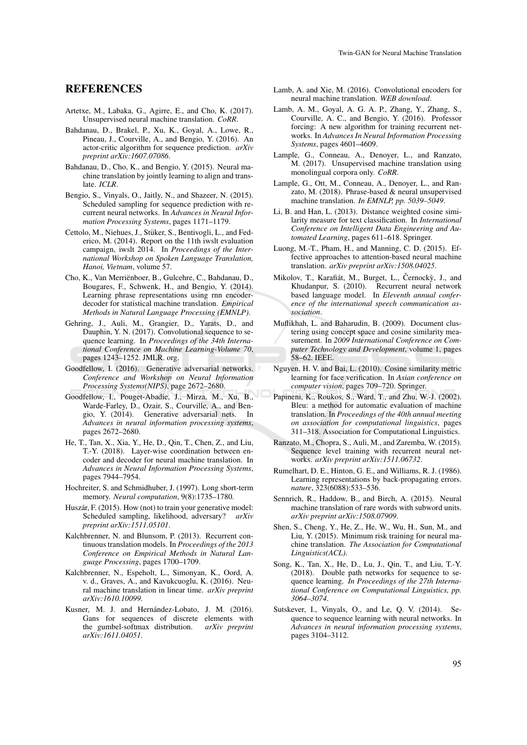## REFERENCES

Artetxe, M., Labaka, G., Agirre, E., and Cho, K. (2017). Unsupervised neural machine translation. *CoRR*.

Bahdanau, D., Brakel, P., Xu, K., Goyal, A., Lowe, R., Pineau, J., Courville, A., and Bengio, Y. (2016). An actor-critic algorithm for sequence prediction. *arXiv preprint arXiv:1607.07086*.

Bahdanau, D., Cho, K., and Bengio, Y. (2015). Neural machine translation by jointly learning to align and translate. *ICLR*.

Bengio, S., Vinyals, O., Jaitly, N., and Shazeer, N. (2015). Scheduled sampling for sequence prediction with recurrent neural networks. In *Advances in Neural Information Processing Systems*, pages 1171–1179.

Cettolo, M., Niehues, J., Stüker, S., Bentivogli, L., and Federico, M. (2014). Report on the 11th iwslt evaluation campaign, iwslt 2014. In *Proceedings of the International Workshop on Spoken Language Translation, Hanoi, Vietnam*, volume 57.

Cho, K., Van Merriënboer, B., Gulcehre, C., Bahdanau, D., Bougares, F., Schwenk, H., and Bengio, Y. (2014). Learning phrase representations using rnn encoder-decoder for statistical machine translation. *Empirical Methods in Natural Language Processing (EMNLP)*.

Gehring, J., Auli, M., Grangier, D., Yarats, D., and Dauphin, Y. N. (2017). Convolutional sequence to sequence learning. In *Proceedings of the 34th International Conference on Machine Learning-Volume 70*, pages 1243–1252. JMLR. org.

Goodfellow, I. (2016). Generative adversarial networks. *Conference and Workshop on Neural Information Processing Systems(NIPS)*, page 2672–2680.

Goodfellow, I., Pouget-Abadie, J., Mirza, M., Xu, B., Warde-Farley, D., Ozair, S., Courville, A., and Bengio, Y. (2014). Generative adversarial nets. In *Advances in neural information processing systems*, pages 2672–2680.

He, T., Tan, X., Xia, Y., He, D., Qin, T., Chen, Z., and Liu, T.-Y. (2018). Layer-wise coordination between encoder and decoder for neural machine translation. In *Advances in Neural Information Processing Systems*, pages 7944–7954.

Hochreiter, S. and Schmidhuber, J. (1997). Long short-term memory. *Neural computation*, 9(8):1735–1780.

Huszár, F. (2015). How (not) to train your generative model: Scheduled sampling, likelihood, adversary? *arXiv preprint arXiv:1511.05101*.

Kalchbrenner, N. and Blunsom, P. (2013). Recurrent continuous translation models. In *Proceedings of the 2013 Conference on Empirical Methods in Natural Language Processing*, pages 1700–1709.

Kalchbrenner, N., Espeholt, L., Simonyan, K., Oord, A. v. d., Graves, A., and Kavukcuoglu, K. (2016). Neural machine translation in linear time. *arXiv preprint arXiv:1610.10099*.

Kusner, M. J. and Hernández-Lobato, J. M. (2016). Gans for sequences of discrete elements with the gumbel-softmax distribution. *arXiv preprint arXiv:1611.04051*.

Lamb, A. and Xie, M. (2016). Convolutional encoders for neural machine translation. *WEB download*.

Lamb, A. M., Goyal, A. G. A. P., Zhang, Y., Zhang, S., Courville, A. C., and Bengio, Y. (2016). Professor forcing: A new algorithm for training recurrent networks. In *Advances In Neural Information Processing Systems*, pages 4601–4609.

Lample, G., Conneau, A., Denoyer, L., and Ranzato, M. (2017). Unsupervised machine translation using monolingual corpora only. *CoRR*.

Lample, G., Ott, M., Conneau, A., Denoyer, L., and Ranzato, M. (2018). Phrase-based & neural unsupervised machine translation. *In EMNLP, pp. 5039–5049*.

Li, B. and Han, L. (2013). Distance weighted cosine similarity measure for text classification. In *International Conference on Intelligent Data Engineering and Automated Learning*, pages 611–618. Springer.

Luong, M.-T., Pham, H., and Manning, C. D. (2015). Effective approaches to attention-based neural machine translation. *arXiv preprint arXiv:1508.04025*.

Mikolov, T., Karafiát, M., Burget, L., Černockỳ, J., and Khudanpur, S. (2010). Recurrent neural network based language model. In *Eleventh annual conference of the international speech communication association*.

Muflikhah, L. and Baharudin, B. (2009). Document clustering using concept space and cosine similarity measurement. In *2009 International Conference on Computer Technology and Development*, volume 1, pages 58–62. IEEE.

Nguyen, H. V. and Bai, L. (2010). Cosine similarity metric learning for face verification. In *Asian conference on computer vision*, pages 709–720. Springer.

Papineni, K., Roukos, S., Ward, T., and Zhu, W.-J. (2002). Bleu: a method for automatic evaluation of machine translation. In *Proceedings of the 40th annual meeting on association for computational linguistics*, pages 311–318. Association for Computational Linguistics.

Ranzato, M., Chopra, S., Auli, M., and Zaremba, W. (2015). Sequence level training with recurrent neural networks. *arXiv preprint arXiv:1511.06732*.

Rumelhart, D. E., Hinton, G. E., and Williams, R. J. (1986). Learning representations by back-propagating errors. *nature*, 323(6088):533–536.

Sennrich, R., Haddow, B., and Birch, A. (2015). Neural machine translation of rare words with subword units. *arXiv preprint arXiv:1508.07909*.

Shen, S., Cheng, Y., He, Z., He, W., Wu, H., Sun, M., and Liu, Y. (2015). Minimum risk training for neural machine translation. *The Association for Computational Linguistics(ACL)*.

Song, K., Tan, X., He, D., Lu, J., Qin, T., and Liu, T.-Y. (2018). Double path networks for sequence to sequence learning. *In Proceedings of the 27th International Conference on Computational Linguistics, pp. 3064–3074*.

Sutskever, I., Vinyals, O., and Le, Q. V. (2014). Sequence to sequence learning with neural networks. In *Advances in neural information processing systems*, pages 3104–3112.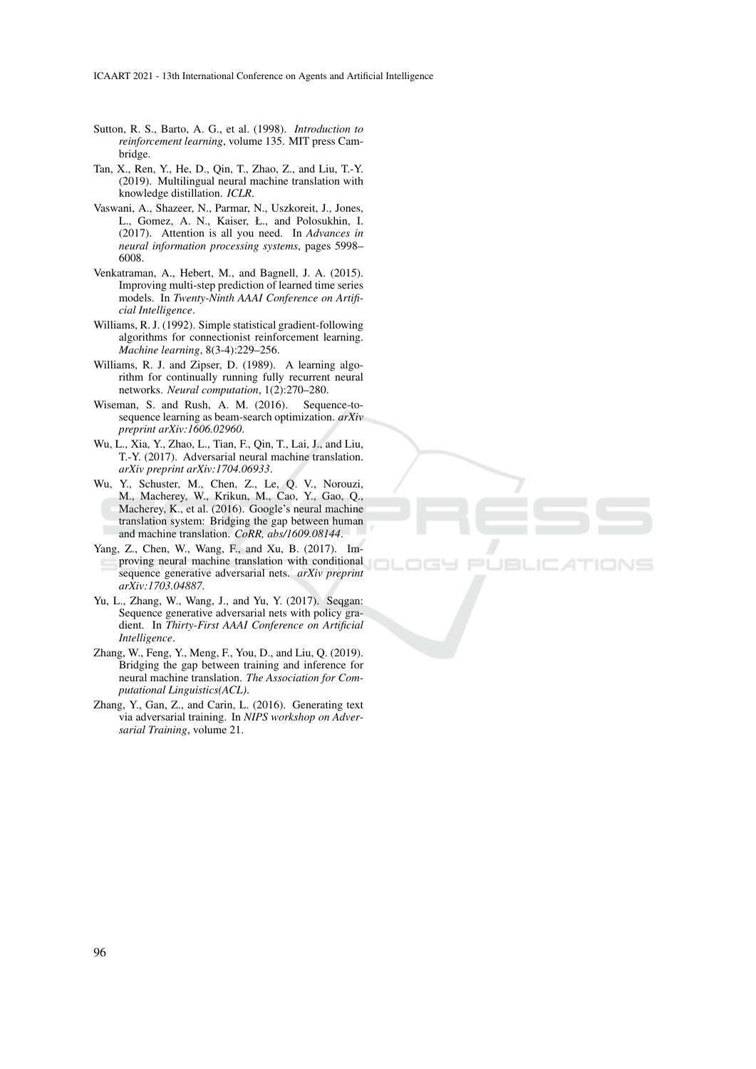Sutton, R. S., Barto, A. G., et al. (1998). *Introduction to reinforcement learning*, volume 135. MIT press Cambridge.

Tan, X., Ren, Y., He, D., Qin, T., Zhao, Z., and Liu, T.-Y. (2019). Multilingual neural machine translation with knowledge distillation. *ICLR*.

Vaswani, A., Shazeer, N., Parmar, N., Uszkoreit, J., Jones, L., Gomez, A. N., Kaiser, Ł., and Polosukhin, I. (2017). Attention is all you need. In *Advances in neural information processing systems*, pages 5998–6008.

Venkatraman, A., Hebert, M., and Bagnell, J. A. (2015). Improving multi-step prediction of learned time series models. In *Twenty-Ninth AAAI Conference on Artificial Intelligence*.

Williams, R. J. (1992). Simple statistical gradient-following algorithms for connectionist reinforcement learning. *Machine learning*, 8(3-4):229–256.

Williams, R. J. and Zipser, D. (1989). A learning algorithm for continually running fully recurrent neural networks. *Neural computation*, 1(2):270–280.

Wiseman, S. and Rush, A. M. (2016). Sequence-to-sequence learning as beam-search optimization. *arXiv preprint arXiv:1606.02960*.

Wu, L., Xia, Y., Zhao, L., Tian, F., Qin, T., Lai, J., and Liu, T.-Y. (2017). Adversarial neural machine translation. *arXiv preprint arXiv:1704.06933*.

Wu, Y., Schuster, M., Chen, Z., Le, Q. V., Norouzi, M., Macherey, W., Krikun, M., Cao, Y., Gao, Q., Macherey, K., et al. (2016). Google's neural machine translation system: Bridging the gap between human and machine translation. *CoRR, abs/1609.08144*.

Yang, Z., Chen, W., Wang, F., and Xu, B. (2017). Improving neural machine translation with conditional sequence generative adversarial nets. *arXiv preprint arXiv:1703.04887*.

Yu, L., Zhang, W., Wang, J., and Yu, Y. (2017). Seqgan: Sequence generative adversarial nets with policy gradient. In *Thirty-First AAAI Conference on Artificial Intelligence*.

Zhang, W., Feng, Y., Meng, F., You, D., and Liu, Q. (2019). Bridging the gap between training and inference for neural machine translation. *The Association for Computational Linguistics(ACL)*.

Zhang, Y., Gan, Z., and Carin, L. (2016). Generating text via adversarial training. In *NIPS workshop on Adversarial Training*, volume 21.